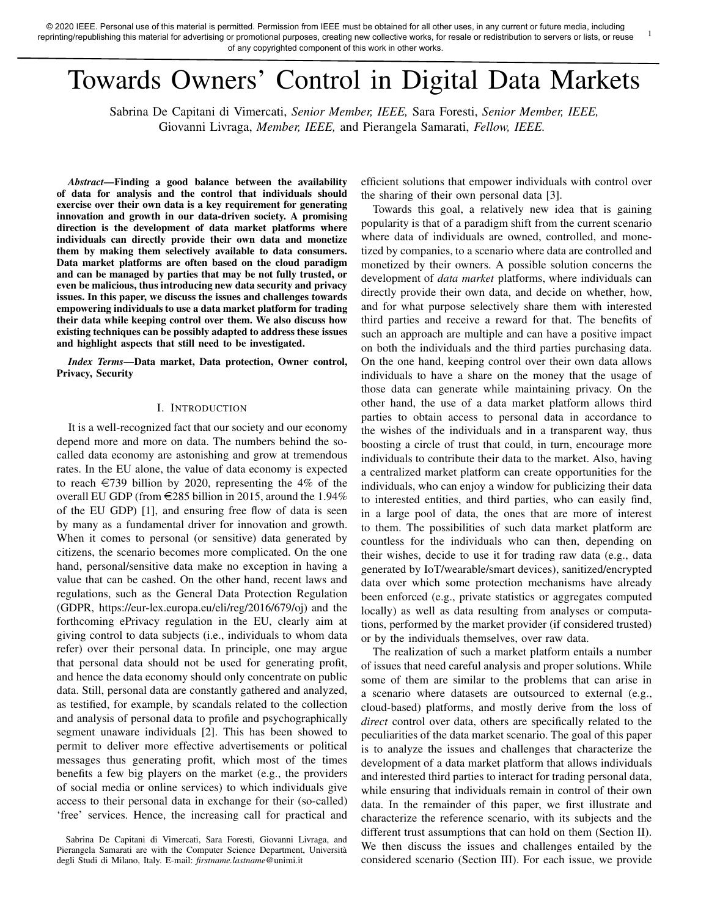© 2020 IEEE. Personal use of this material is permitted. Permission from IEEE must be obtained for all other uses, in any current or future media, including reprinting/republishing this material for advertising or promotional purposes, creating new collective works, for resale or redistribution to servers or lists, or reuse of any copyrighted component of this work in other works.

# Towards Owners' Control in Digital Data Markets

Sabrina De Capitani di Vimercati, *Senior Member, IEEE,* Sara Foresti, *Senior Member, IEEE,* Giovanni Livraga, *Member, IEEE,* and Pierangela Samarati, *Fellow, IEEE.*

***Abstract*—Finding a good balance between the availability of data for analysis and the control that individuals should exercise over their own data is a key requirement for generating innovation and growth in our data-driven society. A promising direction is the development of data market platforms where individuals can directly provide their own data and monetize them by making them selectively available to data consumers. Data market platforms are often based on the cloud paradigm and can be managed by parties that may be not fully trusted, or even be malicious, thus introducing new data security and privacy issues. In this paper, we discuss the issues and challenges towards empowering individuals to use a data market platform for trading their data while keeping control over them. We also discuss how existing techniques can be possibly adapted to address these issues and highlight aspects that still need to be investigated.**

***Index Terms*—Data market, Data protection, Owner control, Privacy, Security**

## I. Introduction

It is a well-recognized fact that our society and our economy depend more and more on data. The numbers behind the so-called data economy are astonishing and grow at tremendous rates. In the EU alone, the value of data economy is expected to reach €739 billion by 2020, representing the 4% of the overall EU GDP (from €285 billion in 2015, around the 1.94% of the EU GDP) [1], and ensuring free flow of data is seen by many as a fundamental driver for innovation and growth. When it comes to personal (or sensitive) data generated by citizens, the scenario becomes more complicated. On the one hand, personal/sensitive data make no exception in having a value that can be cashed. On the other hand, recent laws and regulations, such as the General Data Protection Regulation (GDPR, https://eur-lex.europa.eu/eli/reg/2016/679/oj) and the forthcoming ePrivacy regulation in the EU, clearly aim at giving control to data subjects (i.e., individuals to whom data refer) over their personal data. In principle, one may argue that personal data should not be used for generating profit, and hence the data economy should only concentrate on public data. Still, personal data are constantly gathered and analyzed, as testified, for example, by scandals related to the collection and analysis of personal data to profile and psychographically segment unaware individuals [2]. This has been showed to permit to deliver more effective advertisements or political messages thus generating profit, which most of the times benefits a few big players on the market (e.g., the providers of social media or online services) to which individuals give access to their personal data in exchange for their (so-called) 'free' services. Hence, the increasing call for practical and efficient solutions that empower individuals with control over the sharing of their own personal data [3].

Towards this goal, a relatively new idea that is gaining popularity is that of a paradigm shift from the current scenario where data of individuals are owned, controlled, and monetized by companies, to a scenario where data are controlled and monetized by their owners. A possible solution concerns the development of *data market* platforms, where individuals can directly provide their own data, and decide on whether, how, and for what purpose selectively share them with interested third parties and receive a reward for that. The benefits of such an approach are multiple and can have a positive impact on both the individuals and the third parties purchasing data. On the one hand, keeping control over their own data allows individuals to have a share on the money that the usage of those data can generate while maintaining privacy. On the other hand, the use of a data market platform allows third parties to obtain access to personal data in accordance to the wishes of the individuals and in a transparent way, thus boosting a circle of trust that could, in turn, encourage more individuals to contribute their data to the market. Also, having a centralized market platform can create opportunities for the individuals, who can enjoy a window for publicizing their data to interested entities, and third parties, who can easily find, in a large pool of data, the ones that are more of interest to them. The possibilities of such data market platform are countless for the individuals who can then, depending on their wishes, decide to use it for trading raw data (e.g., data generated by IoT/wearable/smart devices), sanitized/encrypted data over which some protection mechanisms have already been enforced (e.g., private statistics or aggregates computed locally) as well as data resulting from analyses or computations, performed by the market provider (if considered trusted) or by the individuals themselves, over raw data.

The realization of such a market platform entails a number of issues that need careful analysis and proper solutions. While some of them are similar to the problems that can arise in a scenario where datasets are outsourced to external (e.g., cloud-based) platforms, and mostly derive from the loss of *direct* control over data, others are specifically related to the peculiarities of the data market scenario. The goal of this paper is to analyze the issues and challenges that characterize the development of a data market platform that allows individuals and interested third parties to interact for trading personal data, while ensuring that individuals remain in control of their own data. In the remainder of this paper, we first illustrate and characterize the reference scenario, with its subjects and the different trust assumptions that can hold on them (Section II). We then discuss the issues and challenges entailed by the considered scenario (Section III). For each issue, we provide

Sabrina De Capitani di Vimercati, Sara Foresti, Giovanni Livraga, and Pierangela Samarati are with the Computer Science Department, Università degli Studi di Milano, Italy. E-mail: *firstname.lastname*@unimi.it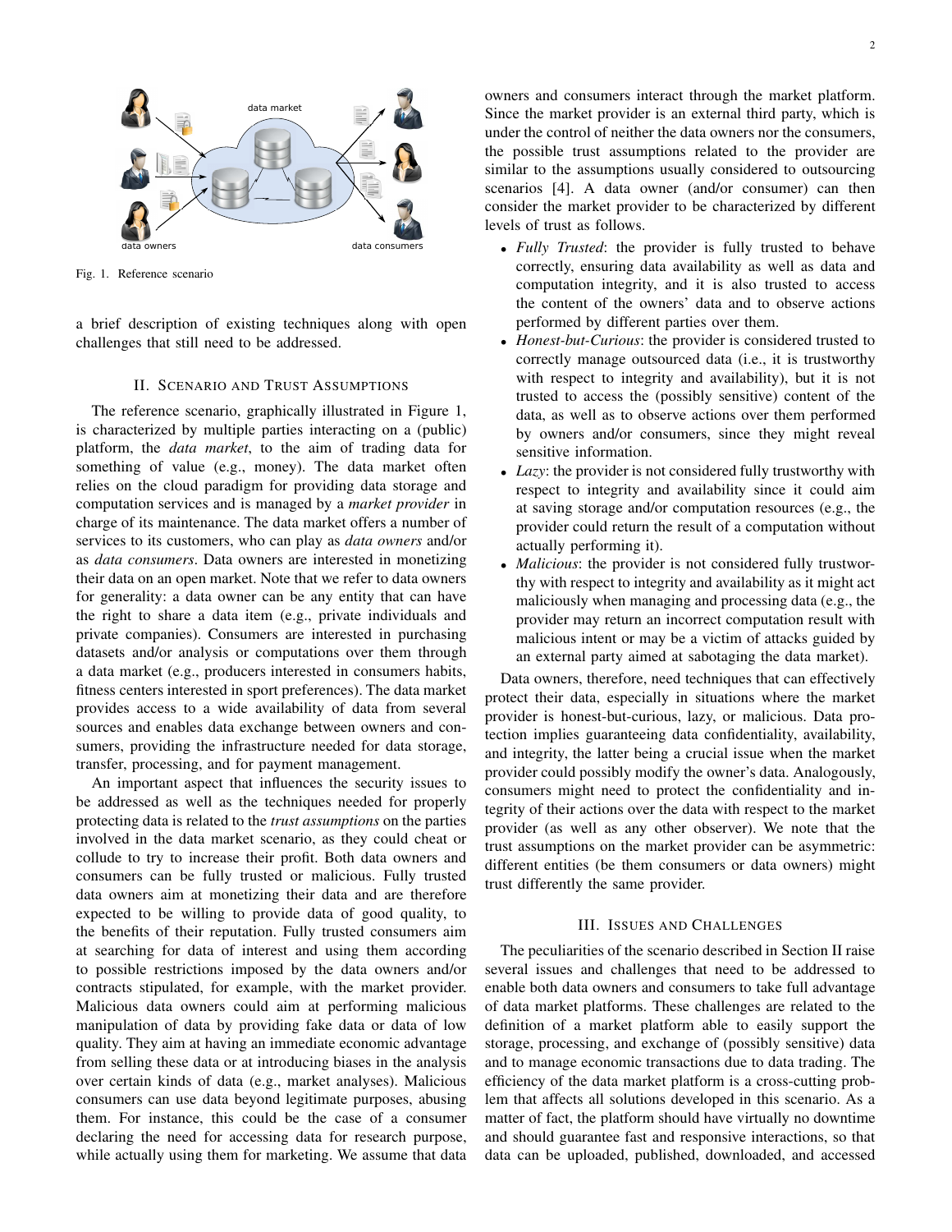Fig. 1. Reference scenario

a brief description of existing techniques along with open challenges that still need to be addressed.

## II. Scenario and Trust Assumptions

The reference scenario, graphically illustrated in Figure 1, is characterized by multiple parties interacting on a (public) platform, the *data market*, to the aim of trading data for something of value (e.g., money). The data market often relies on the cloud paradigm for providing data storage and computation services and is managed by a *market provider* in charge of its maintenance. The data market offers a number of services to its customers, who can play as *data owners* and/or as *data consumers*. Data owners are interested in monetizing their data on an open market. Note that we refer to data owners for generality: a data owner can be any entity that can have the right to share a data item (e.g., private individuals and private companies). Consumers are interested in purchasing datasets and/or analysis or computations over them through a data market (e.g., producers interested in consumers habits, fitness centers interested in sport preferences). The data market provides access to a wide availability of data from several sources and enables data exchange between owners and consumers, providing the infrastructure needed for data storage, transfer, processing, and for payment management.

An important aspect that influences the security issues to be addressed as well as the techniques needed for properly protecting data is related to the *trust assumptions* on the parties involved in the data market scenario, as they could cheat or collude to try to increase their profit. Both data owners and consumers can be fully trusted or malicious. Fully trusted data owners aim at monetizing their data and are therefore expected to be willing to provide data of good quality, to the benefits of their reputation. Fully trusted consumers aim at searching for data of interest and using them according to possible restrictions imposed by the data owners and/or contracts stipulated, for example, with the market provider. Malicious data owners could aim at performing malicious manipulation of data by providing fake data or data of low quality. They aim at having an immediate economic advantage from selling these data or at introducing biases in the analysis over certain kinds of data (e.g., market analyses). Malicious consumers can use data beyond legitimate purposes, abusing them. For instance, this could be the case of a consumer declaring the need for accessing data for research purpose, while actually using them for marketing. We assume that data owners and consumers interact through the market platform. Since the market provider is an external third party, which is under the control of neither the data owners nor the consumers, the possible trust assumptions related to the provider are similar to the assumptions usually considered to outsourcing scenarios [4]. A data owner (and/or consumer) can then consider the market provider to be characterized by different levels of trust as follows.

- *Fully Trusted*: the provider is fully trusted to behave correctly, ensuring data availability as well as data and computation integrity, and it is also trusted to access the content of the owners' data and to observe actions performed by different parties over them.
- *Honest-but-Curious*: the provider is considered trusted to correctly manage outsourced data (i.e., it is trustworthy with respect to integrity and availability), but it is not trusted to access the (possibly sensitive) content of the data, as well as to observe actions over them performed by owners and/or consumers, since they might reveal sensitive information.
- *Lazy*: the provider is not considered fully trustworthy with respect to integrity and availability since it could aim at saving storage and/or computation resources (e.g., the provider could return the result of a computation without actually performing it).
- *Malicious*: the provider is not considered fully trustworthy with respect to integrity and availability as it might act maliciously when managing and processing data (e.g., the provider may return an incorrect computation result with malicious intent or may be a victim of attacks guided by an external party aimed at sabotaging the data market).

Data owners, therefore, need techniques that can effectively protect their data, especially in situations where the market provider is honest-but-curious, lazy, or malicious. Data protection implies guaranteeing data confidentiality, availability, and integrity, the latter being a crucial issue when the market provider could possibly modify the owner's data. Analogously, consumers might need to protect the confidentiality and integrity of their actions over the data with respect to the market provider (as well as any other observer). We note that the trust assumptions on the market provider can be asymmetric: different entities (be them consumers or data owners) might trust differently the same provider.

## III. Issues and Challenges

The peculiarities of the scenario described in Section II raise several issues and challenges that need to be addressed to enable both data owners and consumers to take full advantage of data market platforms. These challenges are related to the definition of a market platform able to easily support the storage, processing, and exchange of (possibly sensitive) data and to manage economic transactions due to data trading. The efficiency of the data market platform is a cross-cutting problem that affects all solutions developed in this scenario. As a matter of fact, the platform should have virtually no downtime and should guarantee fast and responsive interactions, so that data can be uploaded, published, downloaded, and accessed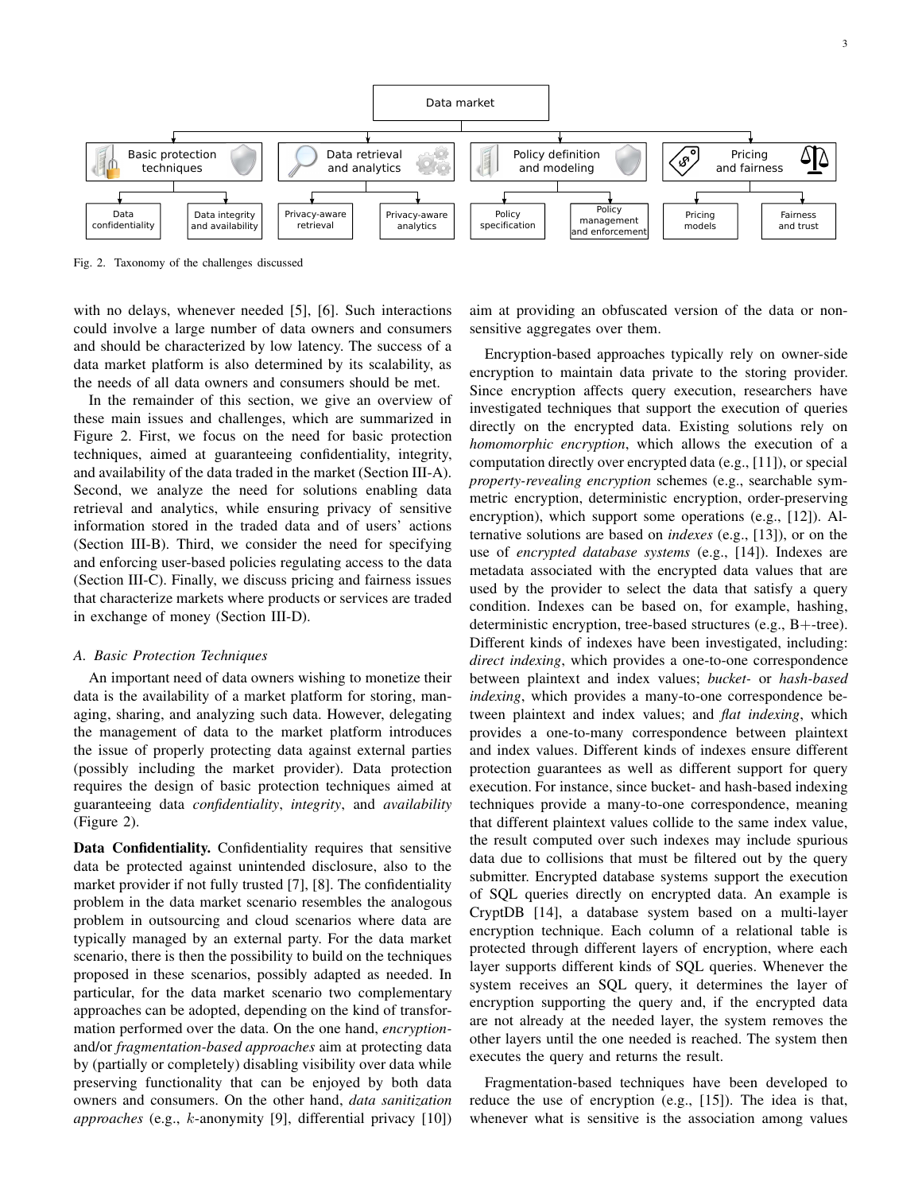Fig. 2. Taxonomy of the challenges discussed

with no delays, whenever needed [5], [6]. Such interactions could involve a large number of data owners and consumers and should be characterized by low latency. The success of a data market platform is also determined by its scalability, as the needs of all data owners and consumers should be met.

In the remainder of this section, we give an overview of these main issues and challenges, which are summarized in Figure 2. First, we focus on the need for basic protection techniques, aimed at guaranteeing confidentiality, integrity, and availability of the data traded in the market (Section III-A). Second, we analyze the need for solutions enabling data retrieval and analytics, while ensuring privacy of sensitive information stored in the traded data and of users' actions (Section III-B). Third, we consider the need for specifying and enforcing user-based policies regulating access to the data (Section III-C). Finally, we discuss pricing and fairness issues that characterize markets where products or services are traded in exchange of money (Section III-D).

### A. Basic Protection Techniques

An important need of data owners wishing to monetize their data is the availability of a market platform for storing, managing, sharing, and analyzing such data. However, delegating the management of data to the market platform introduces the issue of properly protecting data against external parties (possibly including the market provider). Data protection requires the design of basic protection techniques aimed at guaranteeing data *confidentiality*, *integrity*, and *availability* (Figure 2).

**Data Confidentiality.** Confidentiality requires that sensitive data be protected against unintended disclosure, also to the market provider if not fully trusted [7], [8]. The confidentiality problem in the data market scenario resembles the analogous problem in outsourcing and cloud scenarios where data are typically managed by an external party. For the data market scenario, there is then the possibility to build on the techniques proposed in these scenarios, possibly adapted as needed. In particular, for the data market scenario two complementary approaches can be adopted, depending on the kind of transformation performed over the data. On the one hand, *encryption-* and/or *fragmentation-based approaches* aim at protecting data by (partially or completely) disabling visibility over data while preserving functionality that can be enjoyed by both data owners and consumers. On the other hand, *data sanitization approaches* (e.g., $k$-anonymity [9], differential privacy [10]) aim at providing an obfuscated version of the data or non-sensitive aggregates over them.

Encryption-based approaches typically rely on owner-side encryption to maintain data private to the storing provider. Since encryption affects query execution, researchers have investigated techniques that support the execution of queries directly on the encrypted data. Existing solutions rely on *homomorphic encryption*, which allows the execution of a computation directly over encrypted data (e.g., [11]), or special *property-revealing encryption* schemes (e.g., searchable symmetric encryption, deterministic encryption, order-preserving encryption), which support some operations (e.g., [12]). Alternative solutions are based on *indexes* (e.g., [13]), or on the use of *encrypted database systems* (e.g., [14]). Indexes are metadata associated with the encrypted data values that are used by the provider to select the data that satisfy a query condition. Indexes can be based on, for example, hashing, deterministic encryption, tree-based structures (e.g., B+-tree). Different kinds of indexes have been investigated, including: *direct indexing*, which provides a one-to-one correspondence between plaintext and index values; *bucket-* or *hash-based indexing*, which provides a many-to-one correspondence between plaintext and index values; and *flat indexing*, which provides a one-to-many correspondence between plaintext and index values. Different kinds of indexes ensure different protection guarantees as well as different support for query execution. For instance, since bucket- and hash-based indexing techniques provide a many-to-one correspondence, meaning that different plaintext values collide to the same index value, the result computed over such indexes may include spurious data due to collisions that must be filtered out by the query submitter. Encrypted database systems support the execution of SQL queries directly on encrypted data. An example is CryptDB [14], a database system based on a multi-layer encryption technique. Each column of a relational table is protected through different layers of encryption, where each layer supports different kinds of SQL queries. Whenever the system receives an SQL query, it determines the layer of encryption supporting the query and, if the encrypted data are not already at the needed layer, the system removes the other layers until the one needed is reached. The system then executes the query and returns the result.

Fragmentation-based techniques have been developed to reduce the use of encryption (e.g., [15]). The idea is that, whenever what is sensitive is the association among values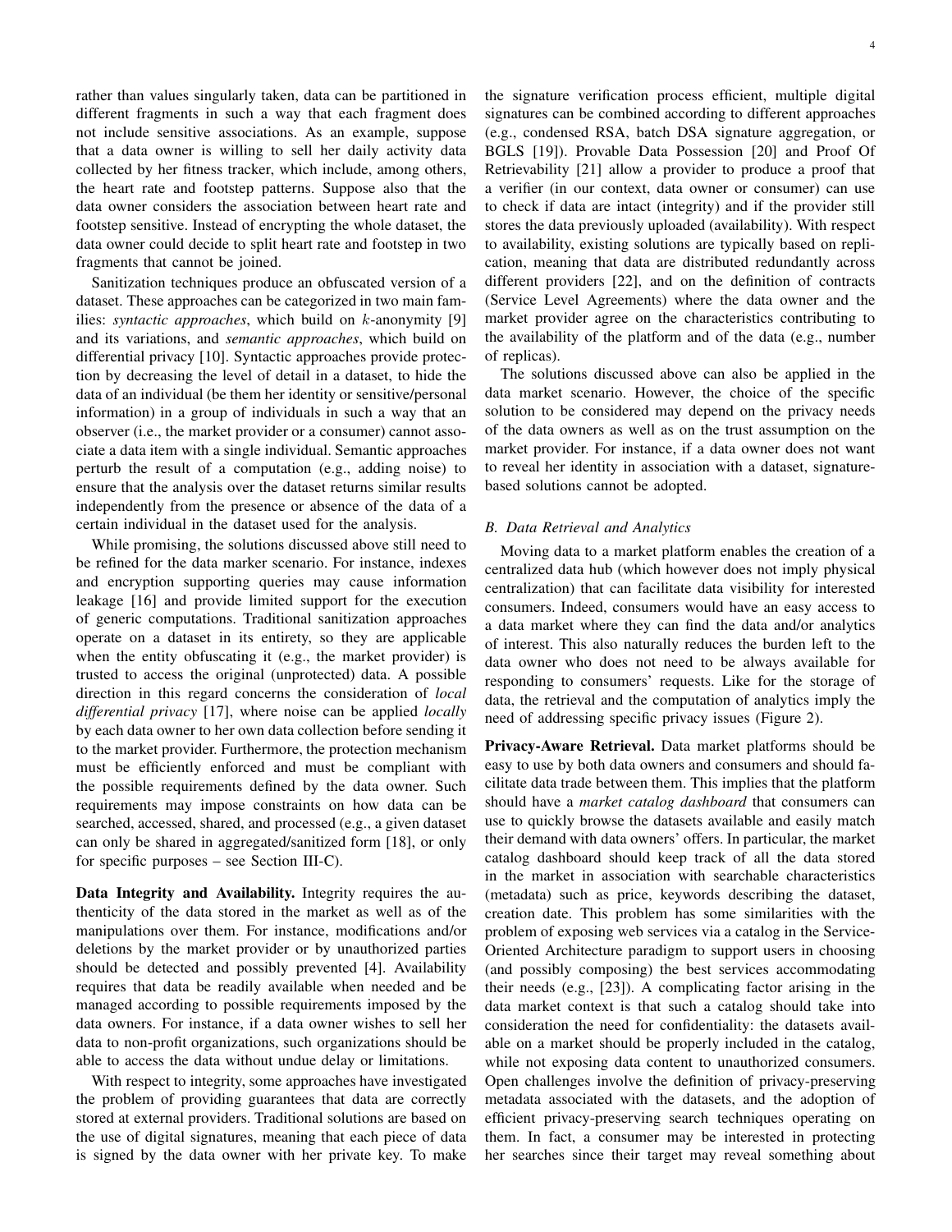rather than values singularly taken, data can be partitioned in different fragments in such a way that each fragment does not include sensitive associations. As an example, suppose that a data owner is willing to sell her daily activity data collected by her fitness tracker, which include, among others, the heart rate and footstep patterns. Suppose also that the data owner considers the association between heart rate and footstep sensitive. Instead of encrypting the whole dataset, the data owner could decide to split heart rate and footstep in two fragments that cannot be joined.

Sanitization techniques produce an obfuscated version of a dataset. These approaches can be categorized in two main families: *syntactic approaches*, which build on $k$-anonymity [9] and its variations, and *semantic approaches*, which build on differential privacy [10]. Syntactic approaches provide protection by decreasing the level of detail in a dataset, to hide the data of an individual (be them her identity or sensitive/personal information) in a group of individuals in such a way that an observer (i.e., the market provider or a consumer) cannot associate a data item with a single individual. Semantic approaches perturb the result of a computation (e.g., adding noise) to ensure that the analysis over the dataset returns similar results independently from the presence or absence of the data of a certain individual in the dataset used for the analysis.

While promising, the solutions discussed above still need to be refined for the data marker scenario. For instance, indexes and encryption supporting queries may cause information leakage [16] and provide limited support for the execution of generic computations. Traditional sanitization approaches operate on a dataset in its entirety, so they are applicable when the entity obfuscating it (e.g., the market provider) is trusted to access the original (unprotected) data. A possible direction in this regard concerns the consideration of *local differential privacy* [17], where noise can be applied *locally* by each data owner to her own data collection before sending it to the market provider. Furthermore, the protection mechanism must be efficiently enforced and must be compliant with the possible requirements defined by the data owner. Such requirements may impose constraints on how data can be searched, accessed, shared, and processed (e.g., a given dataset can only be shared in aggregated/sanitized form [18], or only for specific purposes – see Section III-C).

**Data Integrity and Availability.** Integrity requires the authenticity of the data stored in the market as well as of the manipulations over them. For instance, modifications and/or deletions by the market provider or by unauthorized parties should be detected and possibly prevented [4]. Availability requires that data be readily available when needed and be managed according to possible requirements imposed by the data owners. For instance, if a data owner wishes to sell her data to non-profit organizations, such organizations should be able to access the data without undue delay or limitations.

With respect to integrity, some approaches have investigated the problem of providing guarantees that data are correctly stored at external providers. Traditional solutions are based on the use of digital signatures, meaning that each piece of data is signed by the data owner with her private key. To make the signature verification process efficient, multiple digital signatures can be combined according to different approaches (e.g., condensed RSA, batch DSA signature aggregation, or BGLS [19]). Provable Data Possession [20] and Proof Of Retrievability [21] allow a provider to produce a proof that a verifier (in our context, data owner or consumer) can use to check if data are intact (integrity) and if the provider still stores the data previously uploaded (availability). With respect to availability, existing solutions are typically based on replication, meaning that data are distributed redundantly across different providers [22], and on the definition of contracts (Service Level Agreements) where the data owner and the market provider agree on the characteristics contributing to the availability of the platform and of the data (e.g., number of replicas).

The solutions discussed above can also be applied in the data market scenario. However, the choice of the specific solution to be considered may depend on the privacy needs of the data owners as well as on the trust assumption on the market provider. For instance, if a data owner does not want to reveal her identity in association with a dataset, signature-based solutions cannot be adopted.

### B. Data Retrieval and Analytics

Moving data to a market platform enables the creation of a centralized data hub (which however does not imply physical centralization) that can facilitate data visibility for interested consumers. Indeed, consumers would have an easy access to a data market where they can find the data and/or analytics of interest. This also naturally reduces the burden left to the data owner who does not need to be always available for responding to consumers' requests. Like for the storage of data, the retrieval and the computation of analytics imply the need of addressing specific privacy issues (Figure 2).

**Privacy-Aware Retrieval.** Data market platforms should be easy to use by both data owners and consumers and should facilitate data trade between them. This implies that the platform should have a *market catalog dashboard* that consumers can use to quickly browse the datasets available and easily match their demand with data owners' offers. In particular, the market catalog dashboard should keep track of all the data stored in the market in association with searchable characteristics (metadata) such as price, keywords describing the dataset, creation date. This problem has some similarities with the problem of exposing web services via a catalog in the Service-Oriented Architecture paradigm to support users in choosing (and possibly composing) the best services accommodating their needs (e.g., [23]). A complicating factor arising in the data market context is that such a catalog should take into consideration the need for confidentiality: the datasets available on a market should be properly included in the catalog, while not exposing data content to unauthorized consumers. Open challenges involve the definition of privacy-preserving metadata associated with the datasets, and the adoption of efficient privacy-preserving search techniques operating on them. In fact, a consumer may be interested in protecting her searches since their target may reveal something about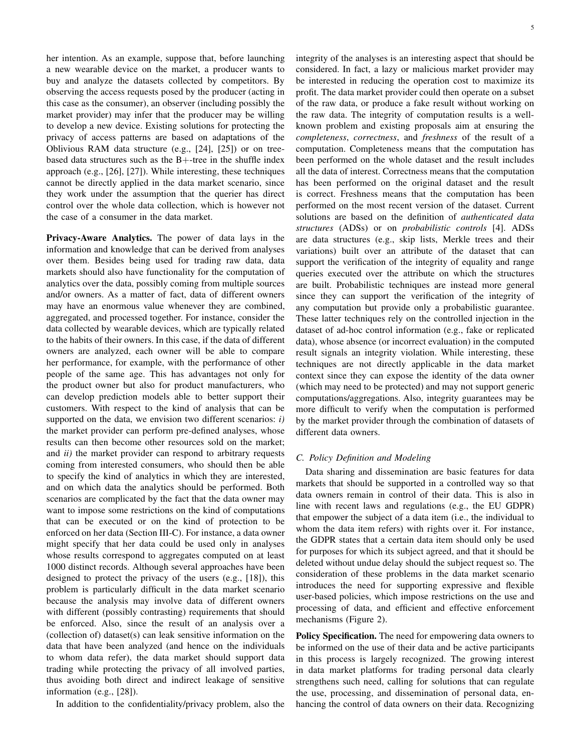her intention. As an example, suppose that, before launching a new wearable device on the market, a producer wants to buy and analyze the datasets collected by competitors. By observing the access requests posed by the producer (acting in this case as the consumer), an observer (including possibly the market provider) may infer that the producer may be willing to develop a new device. Existing solutions for protecting the privacy of access patterns are based on adaptations of the Oblivious RAM data structure (e.g., [24], [25]) or on tree-based data structures such as the B+-tree in the shuffle index approach (e.g., [26], [27]). While interesting, these techniques cannot be directly applied in the data market scenario, since they work under the assumption that the querier has direct control over the whole data collection, which is however not the case of a consumer in the data market.

**Privacy-Aware Analytics.** The power of data lays in the information and knowledge that can be derived from analyses over them. Besides being used for trading raw data, data markets should also have functionality for the computation of analytics over the data, possibly coming from multiple sources and/or owners. As a matter of fact, data of different owners may have an enormous value whenever they are combined, aggregated, and processed together. For instance, consider the data collected by wearable devices, which are typically related to the habits of their owners. In this case, if the data of different owners are analyzed, each owner will be able to compare her performance, for example, with the performance of other people of the same age. This has advantages not only for the product owner but also for product manufacturers, who can develop prediction models able to better support their customers. With respect to the kind of analysis that can be supported on the data, we envision two different scenarios: *i)* the market provider can perform pre-defined analyses, whose results can then become other resources sold on the market; and *ii)* the market provider can respond to arbitrary requests coming from interested consumers, who should then be able to specify the kind of analytics in which they are interested, and on which data the analytics should be performed. Both scenarios are complicated by the fact that the data owner may want to impose some restrictions on the kind of computations that can be executed or on the kind of protection to be enforced on her data (Section III-C). For instance, a data owner might specify that her data could be used only in analyses whose results correspond to aggregates computed on at least 1000 distinct records. Although several approaches have been designed to protect the privacy of the users (e.g., [18]), this problem is particularly difficult in the data market scenario because the analysis may involve data of different owners with different (possibly contrasting) requirements that should be enforced. Also, since the result of an analysis over a (collection of) dataset(s) can leak sensitive information on the data that have been analyzed (and hence on the individuals to whom data refer), the data market should support data trading while protecting the privacy of all involved parties, thus avoiding both direct and indirect leakage of sensitive information (e.g., [28]).

In addition to the confidentiality/privacy problem, also the integrity of the analyses is an interesting aspect that should be considered. In fact, a lazy or malicious market provider may be interested in reducing the operation cost to maximize its profit. The data market provider could then operate on a subset of the raw data, or produce a fake result without working on the raw data. The integrity of computation results is a well-known problem and existing proposals aim at ensuring the *completeness*, *correctness*, and *freshness* of the result of a computation. Completeness means that the computation has been performed on the whole dataset and the result includes all the data of interest. Correctness means that the computation has been performed on the original dataset and the result is correct. Freshness means that the computation has been performed on the most recent version of the dataset. Current solutions are based on the definition of *authenticated data structures* (ADSs) or on *probabilistic controls* [4]. ADSs are data structures (e.g., skip lists, Merkle trees and their variations) built over an attribute of the dataset that can support the verification of the integrity of equality and range queries executed over the attribute on which the structures are built. Probabilistic techniques are instead more general since they can support the verification of the integrity of any computation but provide only a probabilistic guarantee. These latter techniques rely on the controlled injection in the dataset of ad-hoc control information (e.g., fake or replicated data), whose absence (or incorrect evaluation) in the computed result signals an integrity violation. While interesting, these techniques are not directly applicable in the data market context since they can expose the identity of the data owner (which may need to be protected) and may not support generic computations/aggregations. Also, integrity guarantees may be more difficult to verify when the computation is performed by the market provider through the combination of datasets of different data owners.

### C. Policy Definition and Modeling

Data sharing and dissemination are basic features for data markets that should be supported in a controlled way so that data owners remain in control of their data. This is also in line with recent laws and regulations (e.g., the EU GDPR) that empower the subject of a data item (i.e., the individual to whom the data item refers) with rights over it. For instance, the GDPR states that a certain data item should only be used for purposes for which its subject agreed, and that it should be deleted without undue delay should the subject request so. The consideration of these problems in the data market scenario introduces the need for supporting expressive and flexible user-based policies, which impose restrictions on the use and processing of data, and efficient and effective enforcement mechanisms (Figure 2).

**Policy Specification.** The need for empowering data owners to be informed on the use of their data and be active participants in this process is largely recognized. The growing interest in data market platforms for trading personal data clearly strengthens such need, calling for solutions that can regulate the use, processing, and dissemination of personal data, enhancing the control of data owners on their data. Recognizing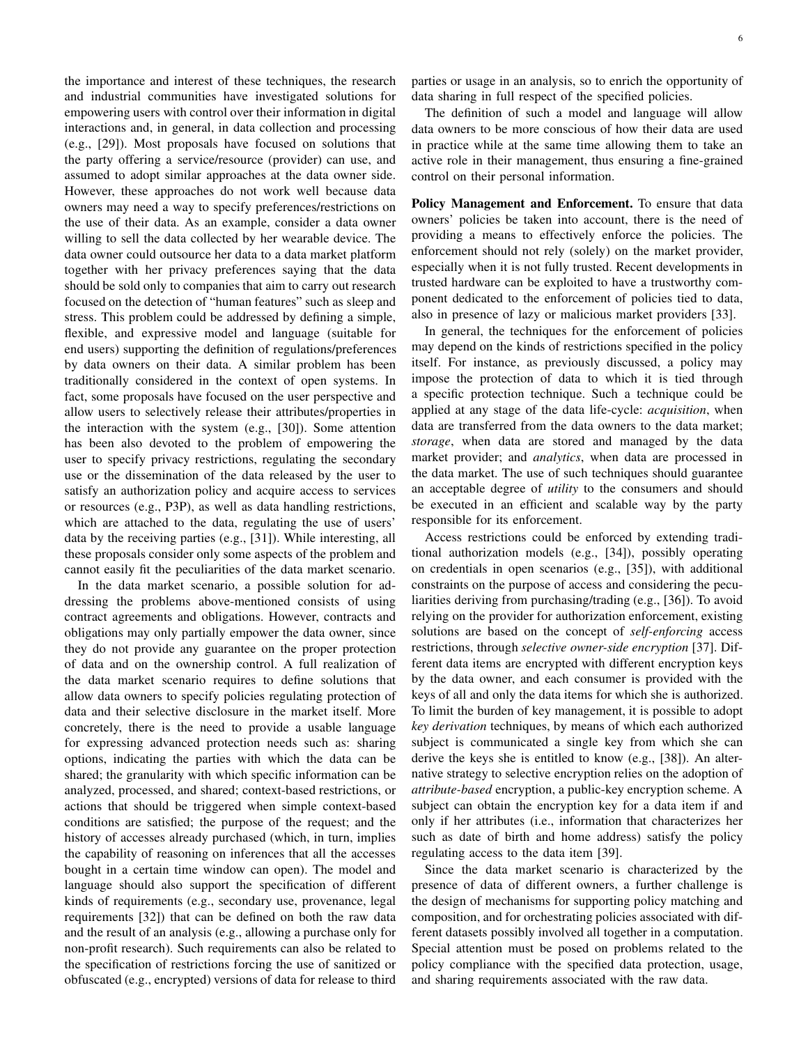the importance and interest of these techniques, the research and industrial communities have investigated solutions for empowering users with control over their information in digital interactions and, in general, in data collection and processing (e.g., [29]). Most proposals have focused on solutions that the party offering a service/resource (provider) can use, and assumed to adopt similar approaches at the data owner side. However, these approaches do not work well because data owners may need a way to specify preferences/restrictions on the use of their data. As an example, consider a data owner willing to sell the data collected by her wearable device. The data owner could outsource her data to a data market platform together with her privacy preferences saying that the data should be sold only to companies that aim to carry out research focused on the detection of "human features" such as sleep and stress. This problem could be addressed by defining a simple, flexible, and expressive model and language (suitable for end users) supporting the definition of regulations/preferences by data owners on their data. A similar problem has been traditionally considered in the context of open systems. In fact, some proposals have focused on the user perspective and allow users to selectively release their attributes/properties in the interaction with the system (e.g., [30]). Some attention has been also devoted to the problem of empowering the user to specify privacy restrictions, regulating the secondary use or the dissemination of the data released by the user to satisfy an authorization policy and acquire access to services or resources (e.g., P3P), as well as data handling restrictions, which are attached to the data, regulating the use of users' data by the receiving parties (e.g., [31]). While interesting, all these proposals consider only some aspects of the problem and cannot easily fit the peculiarities of the data market scenario.

In the data market scenario, a possible solution for addressing the problems above-mentioned consists of using contract agreements and obligations. However, contracts and obligations may only partially empower the data owner, since they do not provide any guarantee on the proper protection of data and on the ownership control. A full realization of the data market scenario requires to define solutions that allow data owners to specify policies regulating protection of data and their selective disclosure in the market itself. More concretely, there is the need to provide a usable language for expressing advanced protection needs such as: sharing options, indicating the parties with which the data can be shared; the granularity with which specific information can be analyzed, processed, and shared; context-based restrictions, or actions that should be triggered when simple context-based conditions are satisfied; the purpose of the request; and the history of accesses already purchased (which, in turn, implies the capability of reasoning on inferences that all the accesses bought in a certain time window can open). The model and language should also support the specification of different kinds of requirements (e.g., secondary use, provenance, legal requirements [32]) that can be defined on both the raw data and the result of an analysis (e.g., allowing a purchase only for non-profit research). Such requirements can also be related to the specification of restrictions forcing the use of sanitized or obfuscated (e.g., encrypted) versions of data for release to third parties or usage in an analysis, so to enrich the opportunity of data sharing in full respect of the specified policies.

The definition of such a model and language will allow data owners to be more conscious of how their data are used in practice while at the same time allowing them to take an active role in their management, thus ensuring a fine-grained control on their personal information.

**Policy Management and Enforcement.** To ensure that data owners' policies be taken into account, there is the need of providing a means to effectively enforce the policies. The enforcement should not rely (solely) on the market provider, especially when it is not fully trusted. Recent developments in trusted hardware can be exploited to have a trustworthy component dedicated to the enforcement of policies tied to data, also in presence of lazy or malicious market providers [33].

In general, the techniques for the enforcement of policies may depend on the kinds of restrictions specified in the policy itself. For instance, as previously discussed, a policy may impose the protection of data to which it is tied through a specific protection technique. Such a technique could be applied at any stage of the data life-cycle: *acquisition*, when data are transferred from the data owners to the data market; *storage*, when data are stored and managed by the data market provider; and *analytics*, when data are processed in the data market. The use of such techniques should guarantee an acceptable degree of *utility* to the consumers and should be executed in an efficient and scalable way by the party responsible for its enforcement.

Access restrictions could be enforced by extending traditional authorization models (e.g., [34]), possibly operating on credentials in open scenarios (e.g., [35]), with additional constraints on the purpose of access and considering the peculiarities deriving from purchasing/trading (e.g., [36]). To avoid relying on the provider for authorization enforcement, existing solutions are based on the concept of *self-enforcing* access restrictions, through *selective owner-side encryption* [37]. Different data items are encrypted with different encryption keys by the data owner, and each consumer is provided with the keys of all and only the data items for which she is authorized. To limit the burden of key management, it is possible to adopt *key derivation* techniques, by means of which each authorized subject is communicated a single key from which she can derive the keys she is entitled to know (e.g., [38]). An alternative strategy to selective encryption relies on the adoption of *attribute-based* encryption, a public-key encryption scheme. A subject can obtain the encryption key for a data item if and only if her attributes (i.e., information that characterizes her such as date of birth and home address) satisfy the policy regulating access to the data item [39].

Since the data market scenario is characterized by the presence of data of different owners, a further challenge is the design of mechanisms for supporting policy matching and composition, and for orchestrating policies associated with different datasets possibly involved all together in a computation. Special attention must be posed on problems related to the policy compliance with the specified data protection, usage, and sharing requirements associated with the raw data.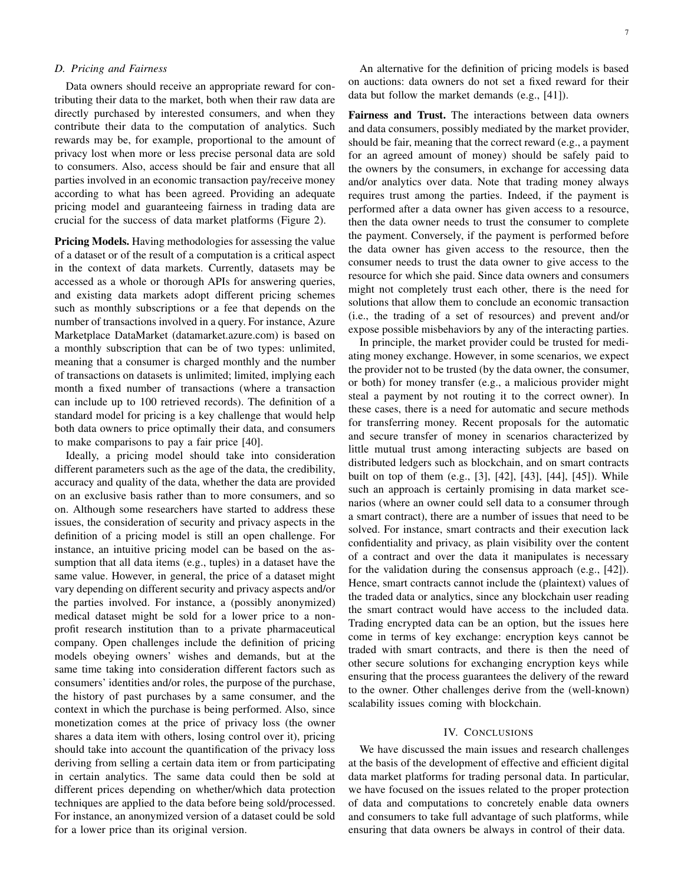### D. Pricing and Fairness

Data owners should receive an appropriate reward for contributing their data to the market, both when their raw data are directly purchased by interested consumers, and when they contribute their data to the computation of analytics. Such rewards may be, for example, proportional to the amount of privacy lost when more or less precise personal data are sold to consumers. Also, access should be fair and ensure that all parties involved in an economic transaction pay/receive money according to what has been agreed. Providing an adequate pricing model and guaranteeing fairness in trading data are crucial for the success of data market platforms (Figure 2).

**Pricing Models.** Having methodologies for assessing the value of a dataset or of the result of a computation is a critical aspect in the context of data markets. Currently, datasets may be accessed as a whole or thorough APIs for answering queries, and existing data markets adopt different pricing schemes such as monthly subscriptions or a fee that depends on the number of transactions involved in a query. For instance, Azure Marketplace DataMarket (datamarket.azure.com) is based on a monthly subscription that can be of two types: unlimited, meaning that a consumer is charged monthly and the number of transactions on datasets is unlimited; limited, implying each month a fixed number of transactions (where a transaction can include up to 100 retrieved records). The definition of a standard model for pricing is a key challenge that would help both data owners to price optimally their data, and consumers to make comparisons to pay a fair price [40].

Ideally, a pricing model should take into consideration different parameters such as the age of the data, the credibility, accuracy and quality of the data, whether the data are provided on an exclusive basis rather than to more consumers, and so on. Although some researchers have started to address these issues, the consideration of security and privacy aspects in the definition of a pricing model is still an open challenge. For instance, an intuitive pricing model can be based on the assumption that all data items (e.g., tuples) in a dataset have the same value. However, in general, the price of a dataset might vary depending on different security and privacy aspects and/or the parties involved. For instance, a (possibly anonymized) medical dataset might be sold for a lower price to a non-profit research institution than to a private pharmaceutical company. Open challenges include the definition of pricing models obeying owners' wishes and demands, but at the same time taking into consideration different factors such as consumers' identities and/or roles, the purpose of the purchase, the history of past purchases by a same consumer, and the context in which the purchase is being performed. Also, since monetization comes at the price of privacy loss (the owner shares a data item with others, losing control over it), pricing should take into account the quantification of the privacy loss deriving from selling a certain data item or from participating in certain analytics. The same data could then be sold at different prices depending on whether/which data protection techniques are applied to the data before being sold/processed. For instance, an anonymized version of a dataset could be sold for a lower price than its original version.

An alternative for the definition of pricing models is based on auctions: data owners do not set a fixed reward for their data but follow the market demands (e.g., [41]).

**Fairness and Trust.** The interactions between data owners and data consumers, possibly mediated by the market provider, should be fair, meaning that the correct reward (e.g., a payment for an agreed amount of money) should be safely paid to the owners by the consumers, in exchange for accessing data and/or analytics over data. Note that trading money always requires trust among the parties. Indeed, if the payment is performed after a data owner has given access to a resource, then the data owner needs to trust the consumer to complete the payment. Conversely, if the payment is performed before the data owner has given access to the resource, then the consumer needs to trust the data owner to give access to the resource for which she paid. Since data owners and consumers might not completely trust each other, there is the need for solutions that allow them to conclude an economic transaction (i.e., the trading of a set of resources) and prevent and/or expose possible misbehaviors by any of the interacting parties.

In principle, the market provider could be trusted for mediating money exchange. However, in some scenarios, we expect the provider not to be trusted (by the data owner, the consumer, or both) for money transfer (e.g., a malicious provider might steal a payment by not routing it to the correct owner). In these cases, there is a need for automatic and secure methods for transferring money. Recent proposals for the automatic and secure transfer of money in scenarios characterized by little mutual trust among interacting subjects are based on distributed ledgers such as blockchain, and on smart contracts built on top of them (e.g., [3], [42], [43], [44], [45]). While such an approach is certainly promising in data market scenarios (where an owner could sell data to a consumer through a smart contract), there are a number of issues that need to be solved. For instance, smart contracts and their execution lack confidentiality and privacy, as plain visibility over the content of a contract and over the data it manipulates is necessary for the validation during the consensus approach (e.g., [42]). Hence, smart contracts cannot include the (plaintext) values of the traded data or analytics, since any blockchain user reading the smart contract would have access to the included data. Trading encrypted data can be an option, but the issues here come in terms of key exchange: encryption keys cannot be traded with smart contracts, and there is then the need of other secure solutions for exchanging encryption keys while ensuring that the process guarantees the delivery of the reward to the owner. Other challenges derive from the (well-known) scalability issues coming with blockchain.

## IV. Conclusions

We have discussed the main issues and research challenges at the basis of the development of effective and efficient digital data market platforms for trading personal data. In particular, we have focused on the issues related to the proper protection of data and computations to concretely enable data owners and consumers to take full advantage of such platforms, while ensuring that data owners be always in control of their data.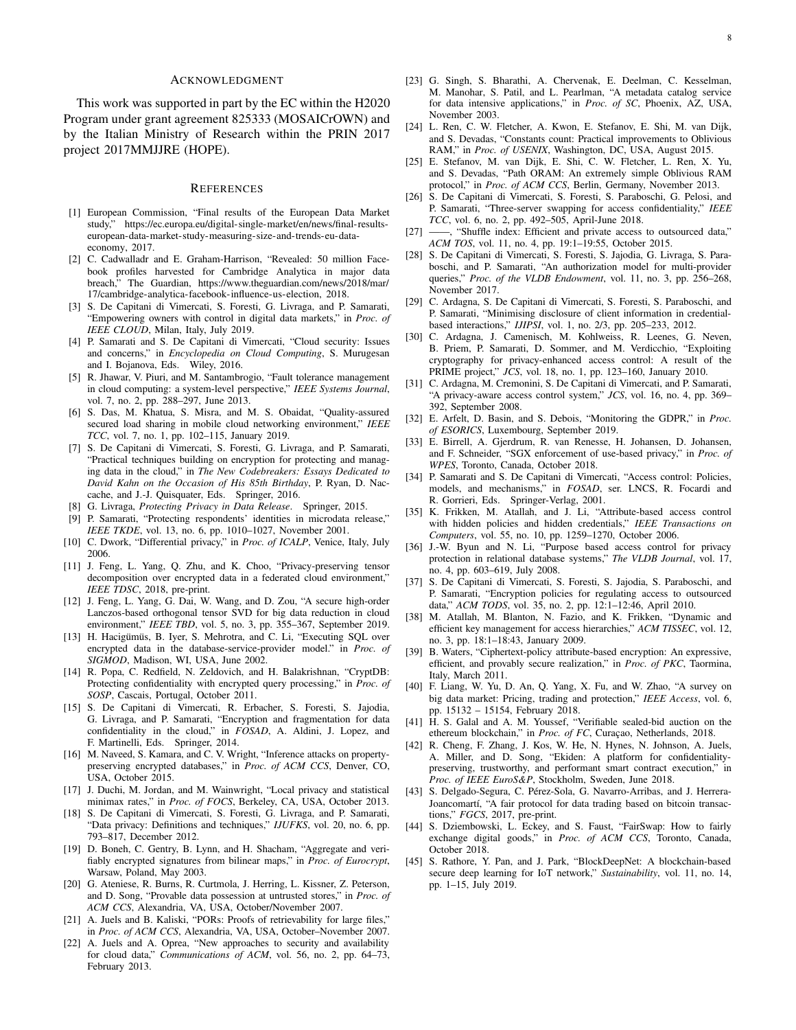## Acknowledgment

This work was supported in part by the EC within the H2020 Program under grant agreement 825333 (MOSAICrOWN) and by the Italian Ministry of Research within the PRIN 2017 project 2017MMJJRE (HOPE).

## References

[1] European Commission, "Final results of the European Data Market study," https://ec.europa.eu/digital-single-market/en/news/final-results-european-data-market-study-measuring-size-and-trends-eu-data-economy, 2017.

[2] C. Cadwalladr and E. Graham-Harrison, "Revealed: 50 million Facebook profiles harvested for Cambridge Analytica in major data breach," The Guardian, https://www.theguardian.com/news/2018/mar/17/cambridge-analytica-facebook-influence-us-election, 2018.

[3] S. De Capitani di Vimercati, S. Foresti, G. Livraga, and P. Samarati, "Empowering owners with control in digital data markets," in *Proc. of IEEE CLOUD*, Milan, Italy, July 2019.

[4] P. Samarati and S. De Capitani di Vimercati, "Cloud security: Issues and concerns," in *Encyclopedia on Cloud Computing*, S. Murugesan and I. Bojanova, Eds. Wiley, 2016.

[5] R. Jhawar, V. Piuri, and M. Santambrogio, "Fault tolerance management in cloud computing: a system-level perspective," *IEEE Systems Journal*, vol. 7, no. 2, pp. 288–297, June 2013.

[6] S. Das, M. Khatua, S. Misra, and M. S. Obaidat, "Quality-assured secured load sharing in mobile cloud networking environment," *IEEE TCC*, vol. 7, no. 1, pp. 102–115, January 2019.

[7] S. De Capitani di Vimercati, S. Foresti, G. Livraga, and P. Samarati, "Practical techniques building on encryption for protecting and managing data in the cloud," in *The New Codebreakers: Essays Dedicated to David Kahn on the Occasion of His 85th Birthday*, P. Ryan, D. Naccache, and J.-J. Quisquater, Eds. Springer, 2016.

[8] G. Livraga, *Protecting Privacy in Data Release*. Springer, 2015.

[9] P. Samarati, "Protecting respondents' identities in microdata release," *IEEE TKDE*, vol. 13, no. 6, pp. 1010–1027, November 2001.

[10] C. Dwork, "Differential privacy," in *Proc. of ICALP*, Venice, Italy, July 2006.

[11] J. Feng, L. Yang, Q. Zhu, and K. Choo, "Privacy-preserving tensor decomposition over encrypted data in a federated cloud environment," *IEEE TDSC*, 2018, pre-print.

[12] J. Feng, L. Yang, G. Dai, W. Wang, and D. Zou, "A secure high-order Lanczos-based orthogonal tensor SVD for big data reduction in cloud environment," *IEEE TBD*, vol. 5, no. 3, pp. 355–367, September 2019.

[13] H. Hacigümüs, B. Iyer, S. Mehrotra, and C. Li, "Executing SQL over encrypted data in the database-service-provider model," in *Proc. of SIGMOD*, Madison, WI, USA, June 2002.

[14] R. Popa, C. Redfield, N. Zeldovich, and H. Balakrishnan, "CryptDB: Protecting confidentiality with encrypted query processing," in *Proc. of SOSP*, Cascais, Portugal, October 2011.

[15] S. De Capitani di Vimercati, R. Erbacher, S. Foresti, S. Jajodia, G. Livraga, and P. Samarati, "Encryption and fragmentation for data confidentiality in the cloud," in *FOSAD*, A. Aldini, J. Lopez, and F. Martinelli, Eds. Springer, 2014.

[16] M. Naveed, S. Kamara, and C. V. Wright, "Inference attacks on property-preserving encrypted databases," in *Proc. of ACM CCS*, Denver, CO, USA, October 2015.

[17] J. Duchi, M. Jordan, and M. Wainwright, "Local privacy and statistical minimax rates," in *Proc. of FOCS*, Berkeley, CA, USA, October 2013.

[18] S. De Capitani di Vimercati, S. Foresti, G. Livraga, and P. Samarati, "Data privacy: Definitions and techniques," *IJUFKS*, vol. 20, no. 6, pp. 793–817, December 2012.

[19] D. Boneh, C. Gentry, B. Lynn, and H. Shacham, "Aggregate and verifiably encrypted signatures from bilinear maps," in *Proc. of Eurocrypt*, Warsaw, Poland, May 2003.

[20] G. Ateniese, R. Burns, R. Curtmola, J. Herring, L. Kissner, Z. Peterson, and D. Song, "Provable data possession at untrusted stores," in *Proc. of ACM CCS*, Alexandria, VA, USA, October/November 2007.

[21] A. Juels and B. Kaliski, "PORs: Proofs of retrievability for large files," in *Proc. of ACM CCS*, Alexandria, VA, USA, October–November 2007.

[22] A. Juels and A. Oprea, "New approaches to security and availability for cloud data," *Communications of ACM*, vol. 56, no. 2, pp. 64–73, February 2013.

[23] G. Singh, S. Bharathi, A. Chervenak, E. Deelman, C. Kesselman, M. Manohar, S. Patil, and L. Pearlman, "A metadata catalog service for data intensive applications," in *Proc. of SC*, Phoenix, AZ, USA, November 2003.

[24] L. Ren, C. W. Fletcher, A. Kwon, E. Stefanov, E. Shi, M. van Dijk, and S. Devadas, "Constants count: Practical improvements to Oblivious RAM," in *Proc. of USENIX*, Washington, DC, USA, August 2015.

[25] E. Stefanov, M. van Dijk, E. Shi, C. W. Fletcher, L. Ren, X. Yu, and S. Devadas, "Path ORAM: An extremely simple Oblivious RAM protocol," in *Proc. of ACM CCS*, Berlin, Germany, November 2013.

[26] S. De Capitani di Vimercati, S. Foresti, S. Paraboschi, G. Pelosi, and P. Samarati, "Three-server swapping for access confidentiality," *IEEE TCC*, vol. 6, no. 2, pp. 492–505, April-June 2018.

[27] ——, "Shuffle index: Efficient and private access to outsourced data," *ACM TOS*, vol. 11, no. 4, pp. 19:1–19:55, October 2015.

[28] S. De Capitani di Vimercati, S. Foresti, S. Jajodia, G. Livraga, S. Paraboschi, and P. Samarati, "An authorization model for multi-provider queries," *Proc. of the VLDB Endowment*, vol. 11, no. 3, pp. 256–268, November 2017.

[29] C. Ardagna, S. De Capitani di Vimercati, S. Foresti, S. Paraboschi, and P. Samarati, "Minimising disclosure of client information in credential-based interactions," *IJIPSI*, vol. 1, no. 2/3, pp. 205–233, 2012.

[30] C. Ardagna, J. Camenisch, M. Kohlweiss, R. Leenes, G. Neven, B. Priem, P. Samarati, D. Sommer, and M. Verdicchio, "Exploiting cryptography for privacy-enhanced access control: A result of the PRIME project," *JCS*, vol. 18, no. 1, pp. 123–160, January 2010.

[31] C. Ardagna, M. Cremonini, S. De Capitani di Vimercati, and P. Samarati, "A privacy-aware access control system," *JCS*, vol. 16, no. 4, pp. 369–392, September 2008.

[32] E. Arfelt, D. Basin, and S. Debois, "Monitoring the GDPR," in *Proc. of ESORICS*, Luxembourg, September 2019.

[33] E. Birrell, A. Gjerdrum, R. van Renesse, H. Johansen, D. Johansen, and F. Schneider, "SGX enforcement of use-based privacy," in *Proc. of WPES*, Toronto, Canada, October 2018.

[34] P. Samarati and S. De Capitani di Vimercati, "Access control: Policies, models, and mechanisms," in *FOSAD*, ser. LNCS, R. Focardi and R. Gorrieri, Eds. Springer-Verlag, 2001.

[35] K. Frikken, M. Atallah, and J. Li, "Attribute-based access control with hidden policies and hidden credentials," *IEEE Transactions on Computers*, vol. 55, no. 10, pp. 1259–1270, October 2006.

[36] J.-W. Byun and N. Li, "Purpose based access control for privacy protection in relational database systems," *The VLDB Journal*, vol. 17, no. 4, pp. 603–619, July 2008.

[37] S. De Capitani di Vimercati, S. Foresti, S. Jajodia, S. Paraboschi, and P. Samarati, "Encryption policies for regulating access to outsourced data," *ACM TODS*, vol. 35, no. 2, pp. 12:1–12:46, April 2010.

[38] M. Atallah, M. Blanton, N. Fazio, and K. Frikken, "Dynamic and efficient key management for access hierarchies," *ACM TISSEC*, vol. 12, no. 3, pp. 18:1–18:43, January 2009.

[39] B. Waters, "Ciphertext-policy attribute-based encryption: An expressive, efficient, and provably secure realization," in *Proc. of PKC*, Taormina, Italy, March 2011.

[40] F. Liang, W. Yu, D. An, Q. Yang, X. Fu, and W. Zhao, "A survey on big data market: Pricing, trading and protection," *IEEE Access*, vol. 6, pp. 15132 – 15154, February 2018.

[41] H. S. Galal and A. M. Youssef, "Verifiable sealed-bid auction on the ethereum blockchain," in *Proc. of FC*, Curaçao, Netherlands, 2018.

[42] R. Cheng, F. Zhang, J. Kos, W. He, N. Hynes, N. Johnson, A. Juels, A. Miller, and D. Song, "Ekiden: A platform for confidentiality-preserving, trustworthy, and performant smart contract execution," in *Proc. of IEEE EuroS&P*, Stockholm, Sweden, June 2018.

[43] S. Delgado-Segura, C. Pérez-Sola, G. Navarro-Arribas, and J. Herrera-Joancomartí, "A fair protocol for data trading based on bitcoin transactions," *FGCS*, 2017, pre-print.

[44] S. Dziembowski, L. Eckey, and S. Faust, "FairSwap: How to fairly exchange digital goods," in *Proc. of ACM CCS*, Toronto, Canada, October 2018.

[45] S. Rathore, Y. Pan, and J. Park, "BlockDeepNet: A blockchain-based secure deep learning for IoT network," *Sustainability*, vol. 11, no. 14, pp. 1–15, July 2019.